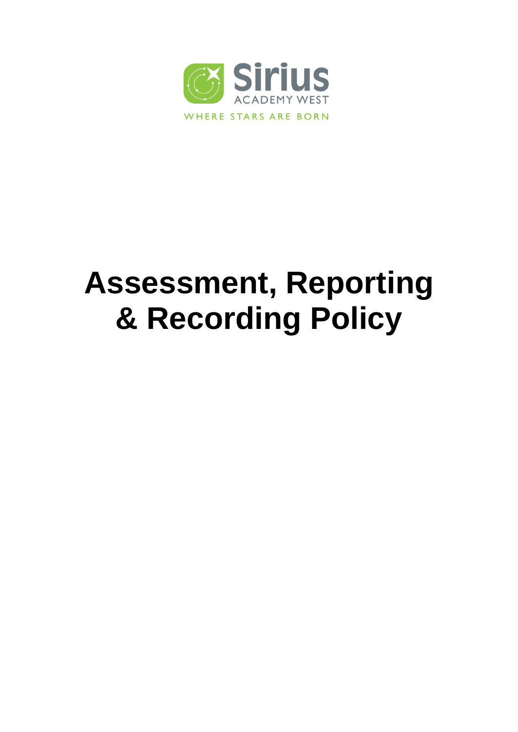Sirius

ACADEMY WEST

WHERE STARS ARE BORN

# Assessment, Reporting & Recording Policy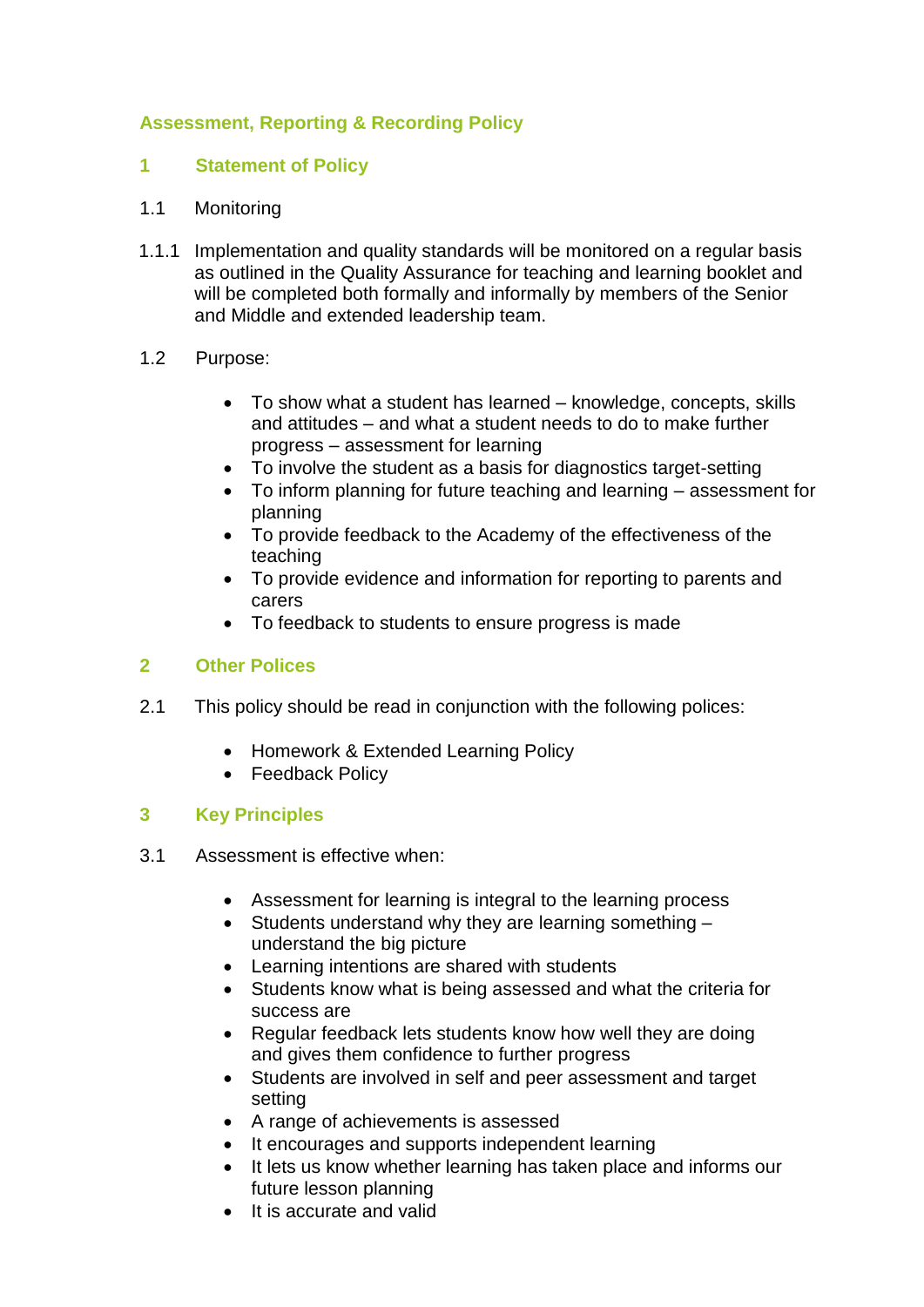## Assessment, Reporting & Recording Policy

### 1 Statement of Policy

1.1 Monitoring

1.1.1 Implementation and quality standards will be monitored on a regular basis as outlined in the Quality Assurance for teaching and learning booklet and will be completed both formally and informally by members of the Senior and Middle and extended leadership team.

1.2 Purpose:

- To show what a student has learned – knowledge, concepts, skills and attitudes – and what a student needs to do to make further progress – assessment for learning
- To involve the student as a basis for diagnostics target-setting
- To inform planning for future teaching and learning – assessment for planning
- To provide feedback to the Academy of the effectiveness of the teaching
- To provide evidence and information for reporting to parents and carers
- To feedback to students to ensure progress is made

### 2 Other Polices

2.1 This policy should be read in conjunction with the following polices:

- Homework & Extended Learning Policy
- Feedback Policy

### 3 Key Principles

3.1 Assessment is effective when:

- Assessment for learning is integral to the learning process
- Students understand why they are learning something – understand the big picture
- Learning intentions are shared with students
- Students know what is being assessed and what the criteria for success are
- Regular feedback lets students know how well they are doing and gives them confidence to further progress
- Students are involved in self and peer assessment and target setting
- A range of achievements is assessed
- It encourages and supports independent learning
- It lets us know whether learning has taken place and informs our future lesson planning
- It is accurate and valid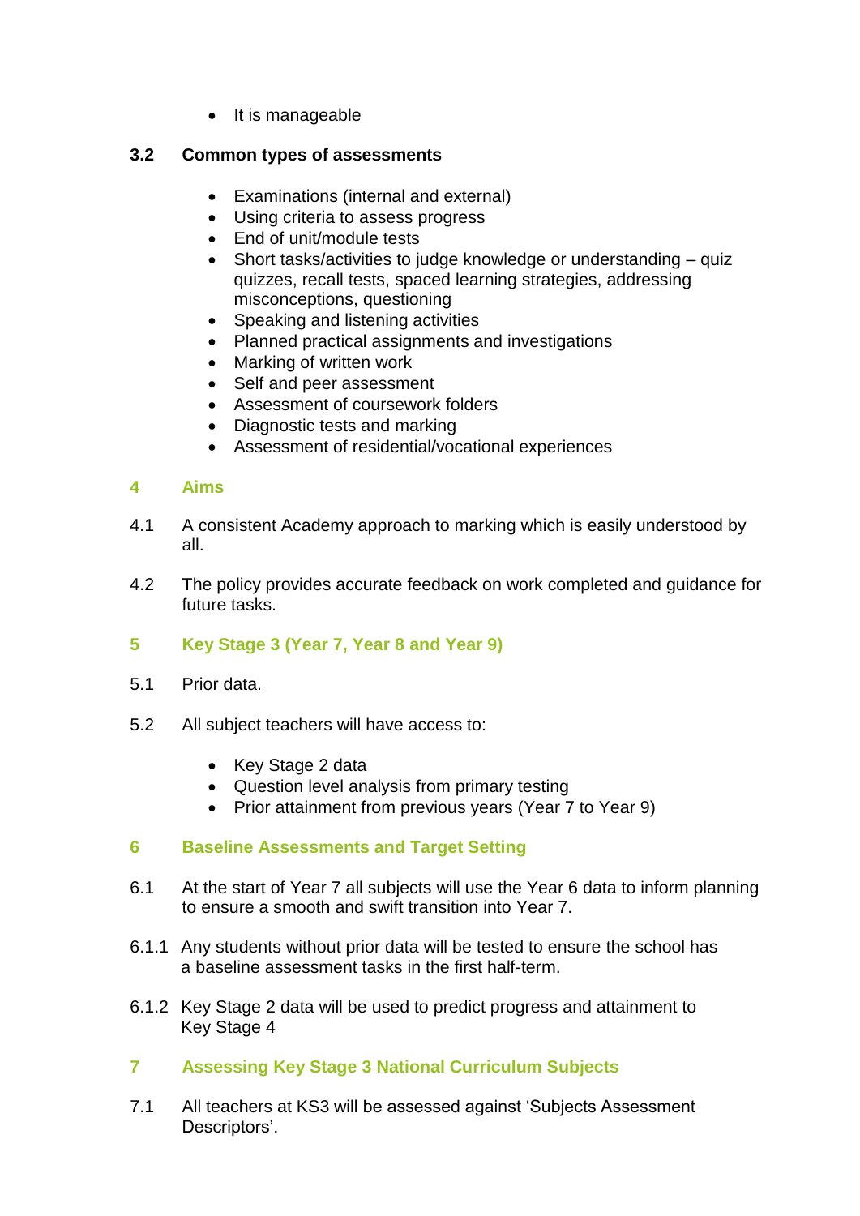- It is manageable

### 3.2 Common types of assessments

- Examinations (internal and external)
- Using criteria to assess progress
- End of unit/module tests
- Short tasks/activities to judge knowledge or understanding – quiz quizzes, recall tests, spaced learning strategies, addressing misconceptions, questioning
- Speaking and listening activities
- Planned practical assignments and investigations
- Marking of written work
- Self and peer assessment
- Assessment of coursework folders
- Diagnostic tests and marking
- Assessment of residential/vocational experiences

## 4 Aims

4.1 A consistent Academy approach to marking which is easily understood by all.

4.2 The policy provides accurate feedback on work completed and guidance for future tasks.

## 5 Key Stage 3 (Year 7, Year 8 and Year 9)

5.1 Prior data.

5.2 All subject teachers will have access to:

- Key Stage 2 data
- Question level analysis from primary testing
- Prior attainment from previous years (Year 7 to Year 9)

## 6 Baseline Assessments and Target Setting

6.1 At the start of Year 7 all subjects will use the Year 6 data to inform planning to ensure a smooth and swift transition into Year 7.

6.1.1 Any students without prior data will be tested to ensure the school has a baseline assessment tasks in the first half-term.

6.1.2 Key Stage 2 data will be used to predict progress and attainment to Key Stage 4

## 7 Assessing Key Stage 3 National Curriculum Subjects

7.1 All teachers at KS3 will be assessed against 'Subjects Assessment Descriptors'.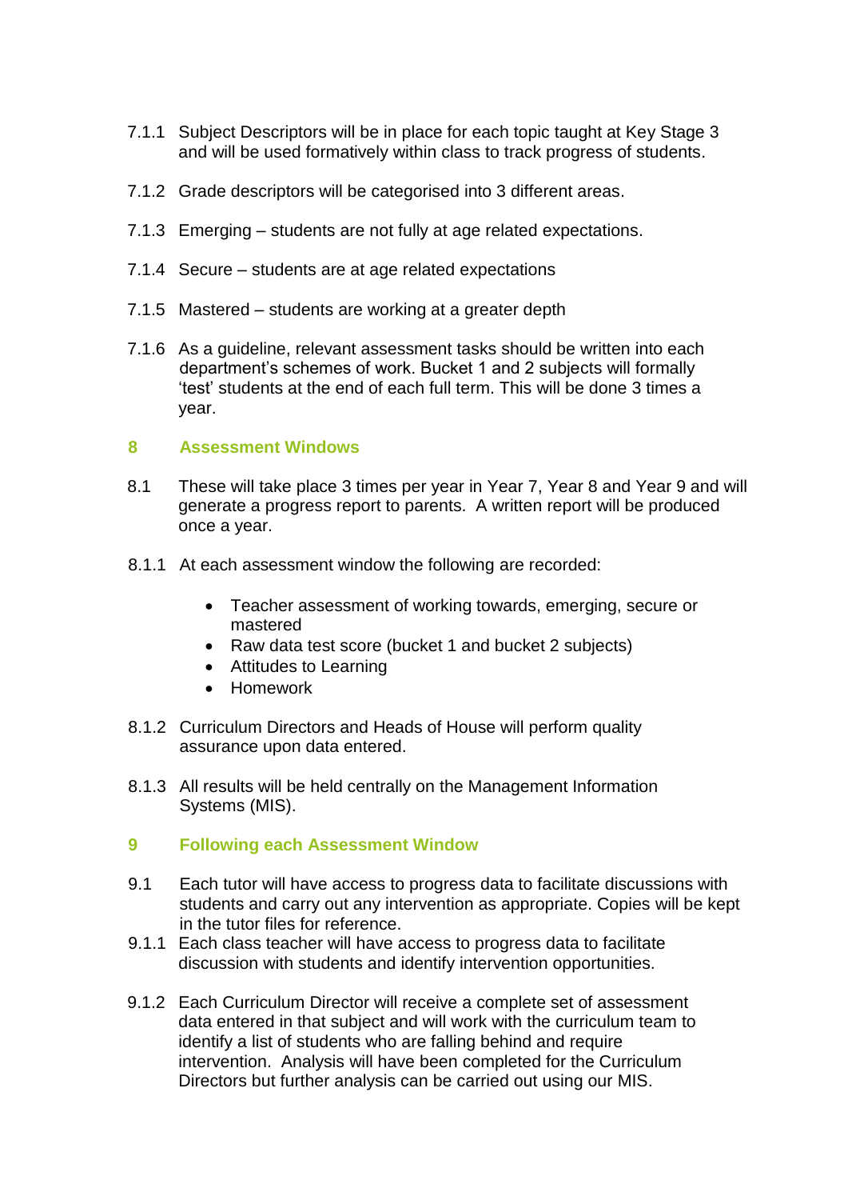7.1.1 Subject Descriptors will be in place for each topic taught at Key Stage 3 and will be used formatively within class to track progress of students.

7.1.2 Grade descriptors will be categorised into 3 different areas.

7.1.3 Emerging – students are not fully at age related expectations.

7.1.4 Secure – students are at age related expectations

7.1.5 Mastered – students are working at a greater depth

7.1.6 As a guideline, relevant assessment tasks should be written into each department's schemes of work. Bucket 1 and 2 subjects will formally 'test' students at the end of each full term. This will be done 3 times a year.

## 8 Assessment Windows

8.1 These will take place 3 times per year in Year 7, Year 8 and Year 9 and will generate a progress report to parents. A written report will be produced once a year.

8.1.1 At each assessment window the following are recorded:

- Teacher assessment of working towards, emerging, secure or mastered
- Raw data test score (bucket 1 and bucket 2 subjects)
- Attitudes to Learning
- Homework

8.1.2 Curriculum Directors and Heads of House will perform quality assurance upon data entered.

8.1.3 All results will be held centrally on the Management Information Systems (MIS).

## 9 Following each Assessment Window

9.1 Each tutor will have access to progress data to facilitate discussions with students and carry out any intervention as appropriate. Copies will be kept in the tutor files for reference.

9.1.1 Each class teacher will have access to progress data to facilitate discussion with students and identify intervention opportunities.

9.1.2 Each Curriculum Director will receive a complete set of assessment data entered in that subject and will work with the curriculum team to identify a list of students who are falling behind and require intervention. Analysis will have been completed for the Curriculum Directors but further analysis can be carried out using our MIS.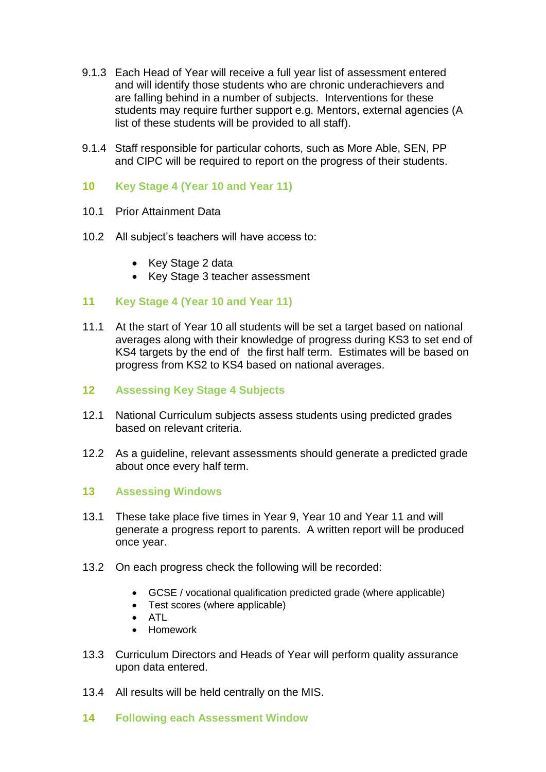9.1.3 Each Head of Year will receive a full year list of assessment entered and will identify those students who are chronic underachievers and are falling behind in a number of subjects. Interventions for these students may require further support e.g. Mentors, external agencies (A list of these students will be provided to all staff).

9.1.4 Staff responsible for particular cohorts, such as More Able, SEN, PP and CIPC will be required to report on the progress of their students.

## 10 Key Stage 4 (Year 10 and Year 11)

10.1 Prior Attainment Data

10.2 All subject's teachers will have access to:

- Key Stage 2 data
- Key Stage 3 teacher assessment

## 11 Key Stage 4 (Year 10 and Year 11)

11.1 At the start of Year 10 all students will be set a target based on national averages along with their knowledge of progress during KS3 to set end of KS4 targets by the end of the first half term. Estimates will be based on progress from KS2 to KS4 based on national averages.

## 12 Assessing Key Stage 4 Subjects

12.1 National Curriculum subjects assess students using predicted grades based on relevant criteria.

12.2 As a guideline, relevant assessments should generate a predicted grade about once every half term.

## 13 Assessing Windows

13.1 These take place five times in Year 9, Year 10 and Year 11 and will generate a progress report to parents. A written report will be produced once year.

13.2 On each progress check the following will be recorded:

- GCSE / vocational qualification predicted grade (where applicable)
- Test scores (where applicable)
- ATL
- Homework

13.3 Curriculum Directors and Heads of Year will perform quality assurance upon data entered.

13.4 All results will be held centrally on the MIS.

## 14 Following each Assessment Window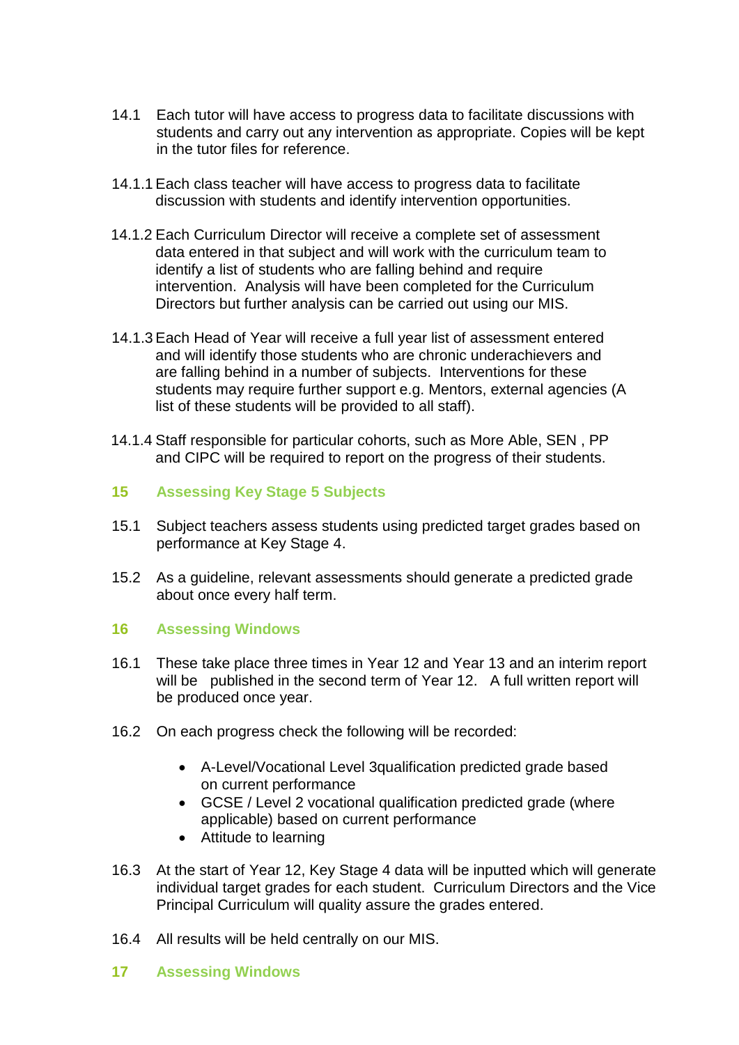14.1 Each tutor will have access to progress data to facilitate discussions with students and carry out any intervention as appropriate. Copies will be kept in the tutor files for reference.

14.1.1 Each class teacher will have access to progress data to facilitate discussion with students and identify intervention opportunities.

14.1.2 Each Curriculum Director will receive a complete set of assessment data entered in that subject and will work with the curriculum team to identify a list of students who are falling behind and require intervention. Analysis will have been completed for the Curriculum Directors but further analysis can be carried out using our MIS.

14.1.3 Each Head of Year will receive a full year list of assessment entered and will identify those students who are chronic underachievers and are falling behind in a number of subjects. Interventions for these students may require further support e.g. Mentors, external agencies (A list of these students will be provided to all staff).

14.1.4 Staff responsible for particular cohorts, such as More Able, SEN , PP and CIPC will be required to report on the progress of their students.

## 15 Assessing Key Stage 5 Subjects

15.1 Subject teachers assess students using predicted target grades based on performance at Key Stage 4.

15.2 As a guideline, relevant assessments should generate a predicted grade about once every half term.

## 16 Assessing Windows

16.1 These take place three times in Year 12 and Year 13 and an interim report will be published in the second term of Year 12. A full written report will be produced once year.

16.2 On each progress check the following will be recorded:

- A-Level/Vocational Level 3qualification predicted grade based on current performance
- GCSE / Level 2 vocational qualification predicted grade (where applicable) based on current performance
- Attitude to learning

16.3 At the start of Year 12, Key Stage 4 data will be inputted which will generate individual target grades for each student. Curriculum Directors and the Vice Principal Curriculum will quality assure the grades entered.

16.4 All results will be held centrally on our MIS.

## 17 Assessing Windows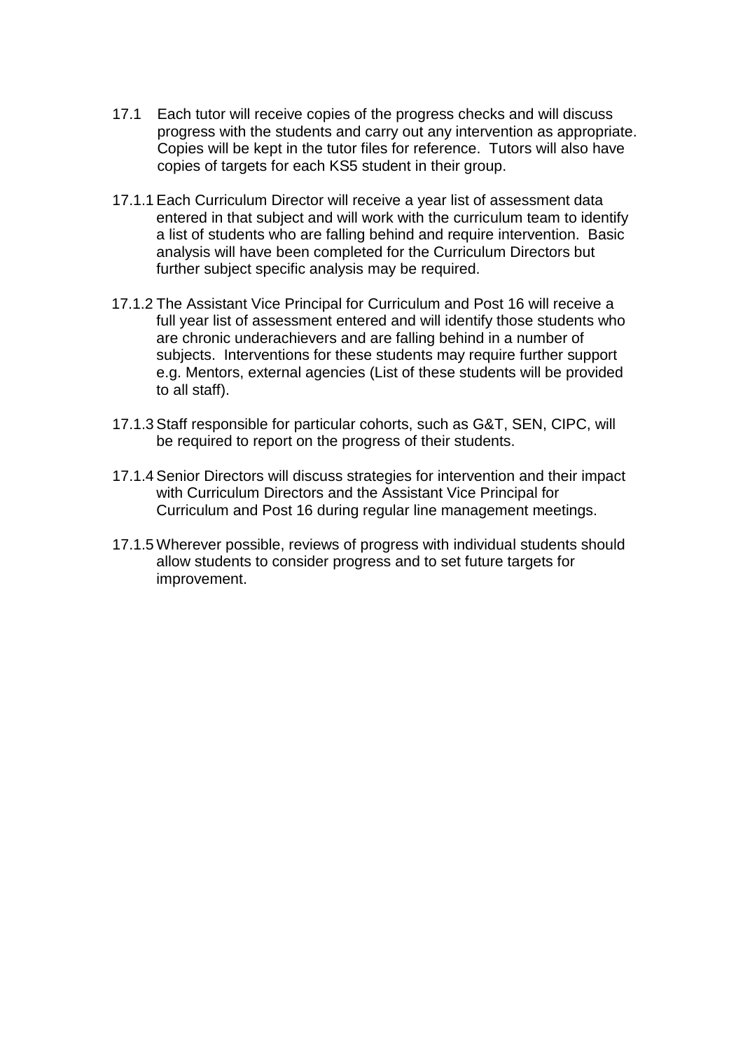17.1 Each tutor will receive copies of the progress checks and will discuss progress with the students and carry out any intervention as appropriate. Copies will be kept in the tutor files for reference. Tutors will also have copies of targets for each KS5 student in their group.

17.1.1 Each Curriculum Director will receive a year list of assessment data entered in that subject and will work with the curriculum team to identify a list of students who are falling behind and require intervention. Basic analysis will have been completed for the Curriculum Directors but further subject specific analysis may be required.

17.1.2 The Assistant Vice Principal for Curriculum and Post 16 will receive a full year list of assessment entered and will identify those students who are chronic underachievers and are falling behind in a number of subjects. Interventions for these students may require further support e.g. Mentors, external agencies (List of these students will be provided to all staff).

17.1.3 Staff responsible for particular cohorts, such as G&T, SEN, CIPC, will be required to report on the progress of their students.

17.1.4 Senior Directors will discuss strategies for intervention and their impact with Curriculum Directors and the Assistant Vice Principal for Curriculum and Post 16 during regular line management meetings.

17.1.5 Wherever possible, reviews of progress with individual students should allow students to consider progress and to set future targets for improvement.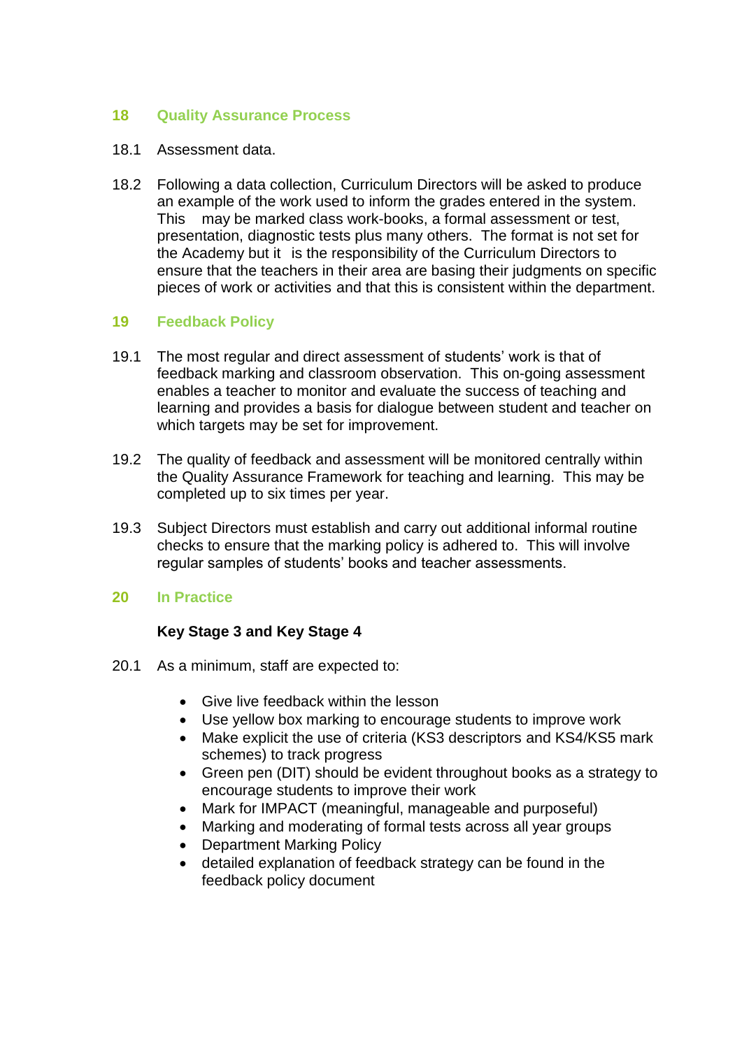## 18 Quality Assurance Process

18.1 Assessment data.

18.2 Following a data collection, Curriculum Directors will be asked to produce an example of the work used to inform the grades entered in the system. This may be marked class work-books, a formal assessment or test, presentation, diagnostic tests plus many others. The format is not set for the Academy but it is the responsibility of the Curriculum Directors to ensure that the teachers in their area are basing their judgments on specific pieces of work or activities and that this is consistent within the department.

## 19 Feedback Policy

19.1 The most regular and direct assessment of students' work is that of feedback marking and classroom observation. This on-going assessment enables a teacher to monitor and evaluate the success of teaching and learning and provides a basis for dialogue between student and teacher on which targets may be set for improvement.

19.2 The quality of feedback and assessment will be monitored centrally within the Quality Assurance Framework for teaching and learning. This may be completed up to six times per year.

19.3 Subject Directors must establish and carry out additional informal routine checks to ensure that the marking policy is adhered to. This will involve regular samples of students' books and teacher assessments.

## 20 In Practice

**Key Stage 3 and Key Stage 4**

20.1 As a minimum, staff are expected to:

- Give live feedback within the lesson
- Use yellow box marking to encourage students to improve work
- Make explicit the use of criteria (KS3 descriptors and KS4/KS5 mark schemes) to track progress
- Green pen (DIT) should be evident throughout books as a strategy to encourage students to improve their work
- Mark for IMPACT (meaningful, manageable and purposeful)
- Marking and moderating of formal tests across all year groups
- Department Marking Policy
- detailed explanation of feedback strategy can be found in the feedback policy document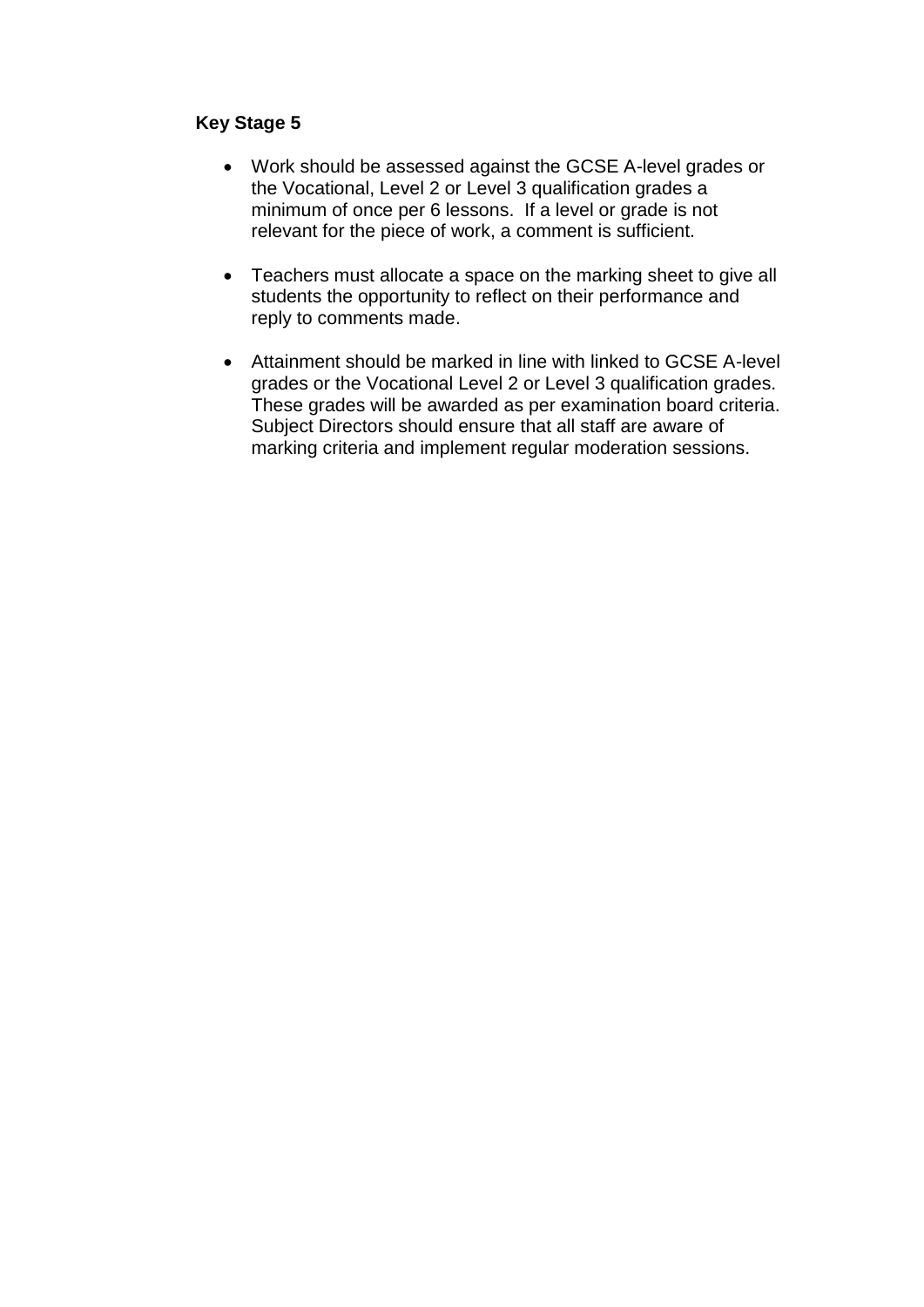**Key Stage 5**

- Work should be assessed against the GCSE A-level grades or the Vocational, Level 2 or Level 3 qualification grades a minimum of once per 6 lessons. If a level or grade is not relevant for the piece of work, a comment is sufficient.

- Teachers must allocate a space on the marking sheet to give all students the opportunity to reflect on their performance and reply to comments made.

- Attainment should be marked in line with linked to GCSE A-level grades or the Vocational Level 2 or Level 3 qualification grades. These grades will be awarded as per examination board criteria. Subject Directors should ensure that all staff are aware of marking criteria and implement regular moderation sessions.